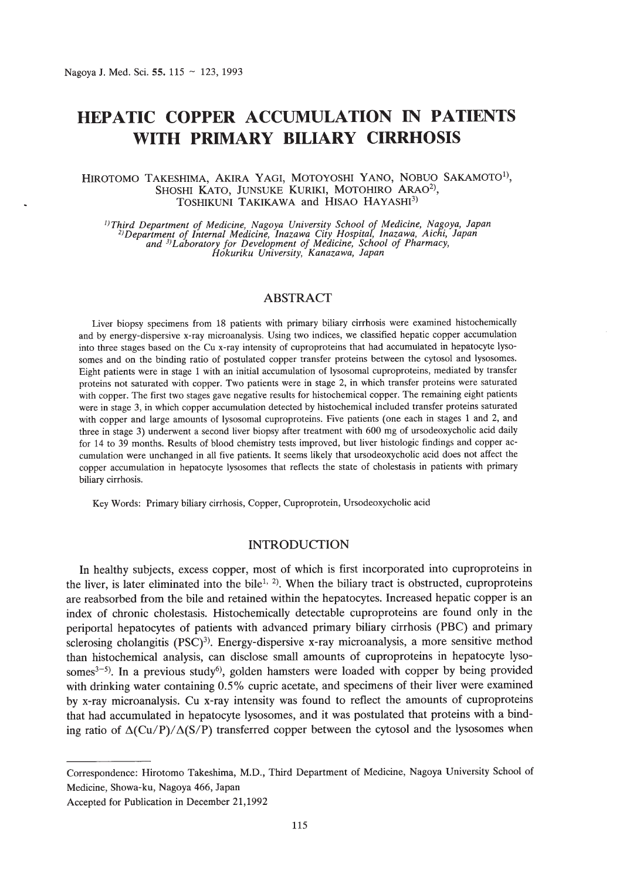# HEPATIC COPPER ACCUMULATION IN PATIENTS WITH PRIMARY BILIARY CIRRHOSIS

HIROTOMO TAKESHIMA, AKIRA YAGI, MOTOYOSHI YANO, NOBUO SAKAMOTO[1], SHOSHI KATO, JUNSUKE KURIKI, MOTOHIRO ARAO[2], TOSHIKUNI TAKIKAWA and HISAO HAYASHI[3]

[1]*Third Department of Medicine, Nagoya University School of Medicine, Nagoya, Japan*
[2]*Department of Internal Medicine, Inazawa City Hospital, Inazawa, Aichi, Japan*
*and* [3]*Laboratory for Development of Medicine, School of Pharmacy, Hokuriku University, Kanazawa, Japan*

## ABSTRACT

Liver biopsy specimens from 18 patients with primary biliary cirrhosis were examined histochemically and by energy-dispersive x-ray microanalysis. Using two indices, we classified hepatic copper accumulation into three stages based on the Cu x-ray intensity of cuproproteins that had accumulated in hepatocyte lysosomes and on the binding ratio of postulated copper transfer proteins between the cytosol and lysosomes. Eight patients were in stage 1 with an initial accumulation of lysosomal cuproproteins, mediated by transfer proteins not saturated with copper. Two patients were in stage 2, in which transfer proteins were saturated with copper. The first two stages gave negative results for histochemical copper. The remaining eight patients were in stage 3, in which copper accumulation detected by histochemical included transfer proteins saturated with copper and large amounts of lysosomal cuproproteins. Five patients (one each in stages 1 and 2, and three in stage 3) underwent a second liver biopsy after treatment with 600 mg of ursodeoxycholic acid daily for 14 to 39 months. Results of blood chemistry tests improved, but liver histologic findings and copper accumulation were unchanged in all five patients. It seems likely that ursodeoxycholic acid does not affect the copper accumulation in hepatocyte lysosomes that reflects the state of cholestasis in patients with primary biliary cirrhosis.

Key Words: Primary biliary cirrhosis, Copper, Cuproprotein, Ursodeoxycholic acid

## INTRODUCTION

In healthy subjects, excess copper, most of which is first incorporated into cuproproteins in the liver, is later eliminated into the bile[1, 2]. When the biliary tract is obstructed, cuproproteins are reabsorbed from the bile and retained within the hepatocytes. Increased hepatic copper is an index of chronic cholestasis. Histochemically detectable cuproproteins are found only in the periportal hepatocytes of patients with advanced primary biliary cirrhosis (PBC) and primary sclerosing cholangitis (PSC)[3]. Energy-dispersive x-ray microanalysis, a more sensitive method than histochemical analysis, can disclose small amounts of cuproproteins in hepatocyte lysosomes[3–5]. In a previous study[6], golden hamsters were loaded with copper by being provided with drinking water containing 0.5% cupric acetate, and specimens of their liver were examined by x-ray microanalysis. Cu x-ray intensity was found to reflect the amounts of cuproproteins that had accumulated in hepatocyte lysosomes, and it was postulated that proteins with a binding ratio of $\Delta(Cu/P)/\Delta(S/P)$ transferred copper between the cytosol and the lysosomes when

---

Correspondence: Hirotomo Takeshima, M.D., Third Department of Medicine, Nagoya University School of Medicine, Showa-ku, Nagoya 466, Japan

Accepted for Publication in December 21,1992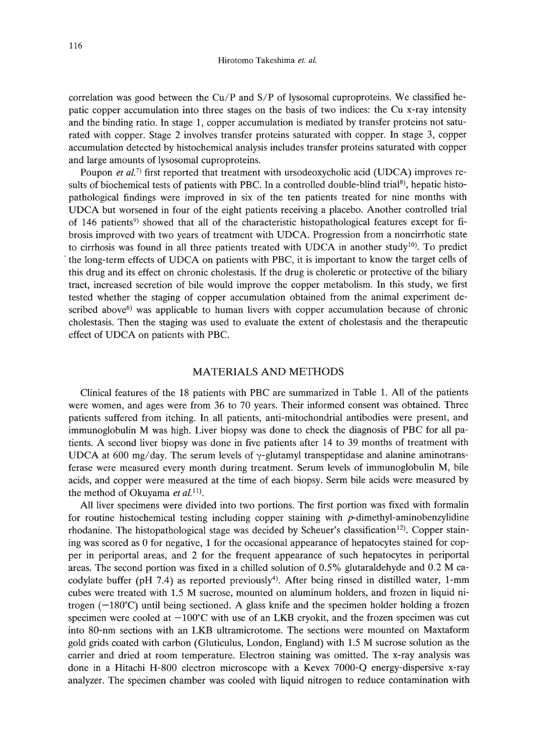correlation was good between the Cu/P and S/P of lysosomal cuproproteins. We classified hepatic copper accumulation into three stages on the basis of two indices: the Cu x-ray intensity and the binding ratio. In stage 1, copper accumulation is mediated by transfer proteins not saturated with copper. Stage 2 involves transfer proteins saturated with copper. In stage 3, copper accumulation detected by histochemical analysis includes transfer proteins saturated with copper and large amounts of lysosomal cuproproteins.

Poupon *et al.*[7] first reported that treatment with ursodeoxycholic acid (UDCA) improves results of biochemical tests of patients with PBC. In a controlled double-blind trial[8], hepatic histopathological findings were improved in six of the ten patients treated for nine months with UDCA but worsened in four of the eight patients receiving a placebo. Another controlled trial of 146 patients[9] showed that all of the characteristic histopathological features except for fibrosis improved with two years of treatment with UDCA. Progression from a noncirrhotic state to cirrhosis was found in all three patients treated with UDCA in another study[10]. To predict the long-term effects of UDCA on patients with PBC, it is important to know the target cells of this drug and its effect on chronic cholestasis. If the drug is choleretic or protective of the biliary tract, increased secretion of bile would improve the copper metabolism. In this study, we first tested whether the staging of copper accumulation obtained from the animal experiment described above[6] was applicable to human livers with copper accumulation because of chronic cholestasis. Then the staging was used to evaluate the extent of cholestasis and the therapeutic effect of UDCA on patients with PBC.

## MATERIALS AND METHODS

Clinical features of the 18 patients with PBC are summarized in Table 1. All of the patients were women, and ages were from 36 to 70 years. Their informed consent was obtained. Three patients suffered from itching. In all patients, anti-mitochondrial antibodies were present, and immunoglobulin M was high. Liver biopsy was done to check the diagnosis of PBC for all patients. A second liver biopsy was done in five patients after 14 to 39 months of treatment with UDCA at 600 mg/day. The serum levels of $\gamma$-glutamyl transpeptidase and alanine aminotransferase were measured every month during treatment. Serum levels of immunoglobulin M, bile acids, and copper were measured at the time of each biopsy. Serm bile acids were measured by the method of Okuyama *et al.*[11].

All liver specimens were divided into two portions. The first portion was fixed with formalin for routine histochemical testing including copper staining with *p*-dimethyl-aminobenzylidine rhodanine. The histopathological stage was decided by Scheuer's classification[12]. Copper staining was scored as 0 for negative, 1 for the occasional appearance of hepatocytes stained for copper in periportal areas, and 2 for the frequent appearance of such hepatocytes in periportal areas. The second portion was fixed in a chilled solution of 0.5% glutaraldehyde and 0.2 M cacodylate buffer (pH 7.4) as reported previously[4]. After being rinsed in distilled water, 1-mm cubes were treated with 1.5 M sucrose, mounted on aluminum holders, and frozen in liquid nitrogen (−180°C) until being sectioned. A glass knife and the specimen holder holding a frozen specimen were cooled at −100°C with use of an LKB cryokit, and the frozen specimen was cut into 80-nm sections with an LKB ultramicrotome. The sections were mounted on Maxtaform gold grids coated with carbon (Gluticulus, London, England) with 1.5 M sucrose solution as the carrier and dried at room temperature. Electron staining was omitted. The x-ray analysis was done in a Hitachi H-800 electron microscope with a Kevex 7000-Q energy-dispersive x-ray analyzer. The specimen chamber was cooled with liquid nitrogen to reduce contamination with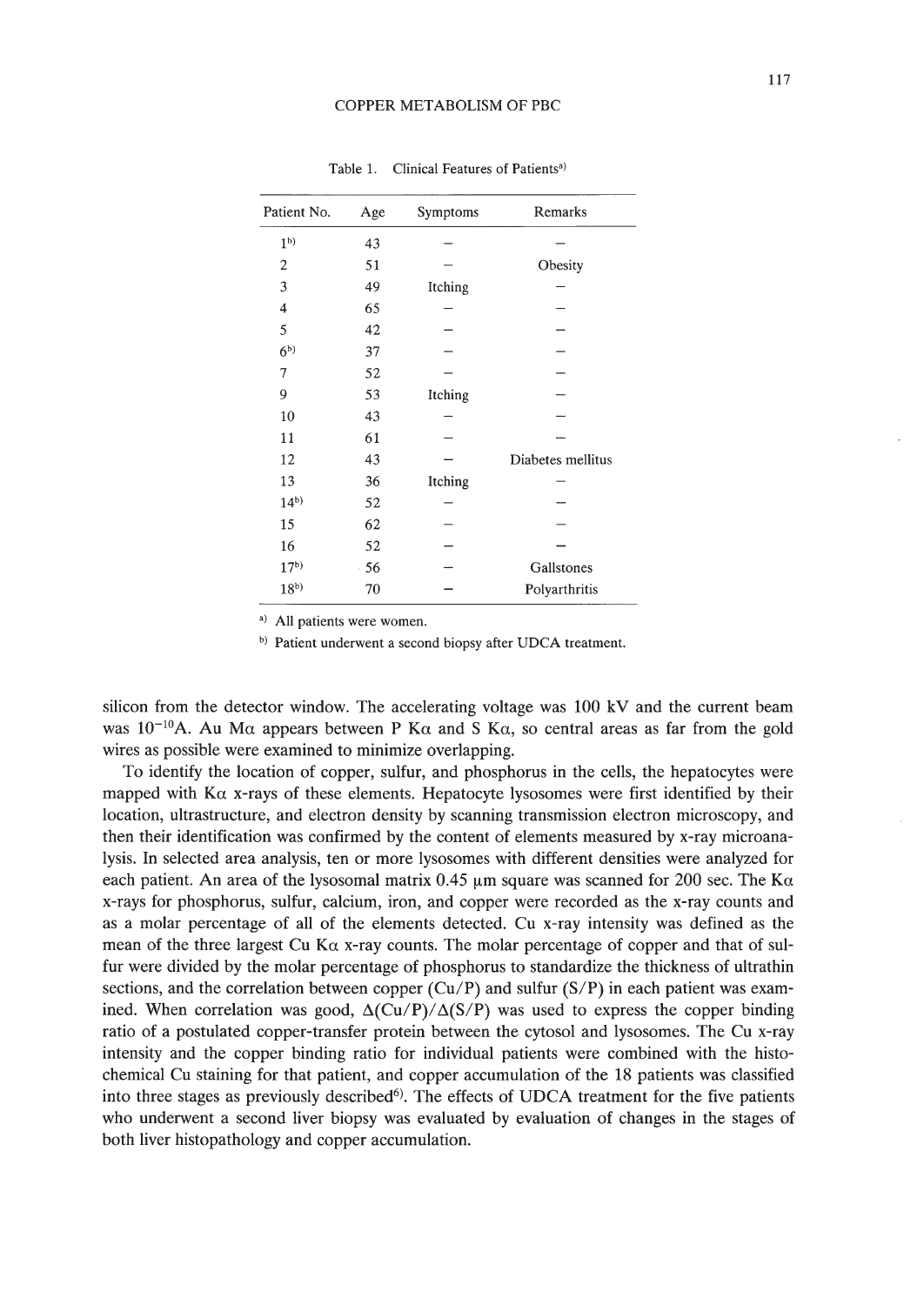Table 1. Clinical Features of Patients[a)]

| Patient No. | Age | Symptoms | Remarks |
|---|---|---|---|
| 1[b)] | 43 | – | – |
| 2 | 51 | – | Obesity |
| 3 | 49 | Itching | – |
| 4 | 65 | – | – |
| 5 | 42 | – | – |
| 6[b)] | 37 | – | – |
| 7 | 52 | – | – |
| 9 | 53 | Itching | – |
| 10 | 43 | – | – |
| 11 | 61 | – | – |
| 12 | 43 | – | Diabetes mellitus |
| 13 | 36 | Itching | – |
| 14[b)] | 52 | – | – |
| 15 | 62 | – | – |
| 16 | 52 | – | – |
| 17[b)] | 56 | – | Gallstones |
| 18[b)] | 70 | – | Polyarthritis |

[a)] All patients were women.

[b)] Patient underwent a second biopsy after UDCA treatment.

silicon from the detector window. The accelerating voltage was 100 kV and the current beam was $10^{-10}$A. Au Mα appears between P Kα and S Kα, so central areas as far from the gold wires as possible were examined to minimize overlapping.

To identify the location of copper, sulfur, and phosphorus in the cells, the hepatocytes were mapped with Kα x-rays of these elements. Hepatocyte lysosomes were first identified by their location, ultrastructure, and electron density by scanning transmission electron microscopy, and then their identification was confirmed by the content of elements measured by x-ray microanalysis. In selected area analysis, ten or more lysosomes with different densities were analyzed for each patient. An area of the lysosomal matrix 0.45 μm square was scanned for 200 sec. The Kα x-rays for phosphorus, sulfur, calcium, iron, and copper were recorded as the x-ray counts and as a molar percentage of all of the elements detected. Cu x-ray intensity was defined as the mean of the three largest Cu Kα x-ray counts. The molar percentage of copper and that of sulfur were divided by the molar percentage of phosphorus to standardize the thickness of ultrathin sections, and the correlation between copper (Cu/P) and sulfur (S/P) in each patient was examined. When correlation was good, $\Delta(Cu/P)/\Delta(S/P)$ was used to express the copper binding ratio of a postulated copper-transfer protein between the cytosol and lysosomes. The Cu x-ray intensity and the copper binding ratio for individual patients were combined with the histochemical Cu staining for that patient, and copper accumulation of the 18 patients was classified into three stages as previously described[6)]. The effects of UDCA treatment for the five patients who underwent a second liver biopsy was evaluated by evaluation of changes in the stages of both liver histopathology and copper accumulation.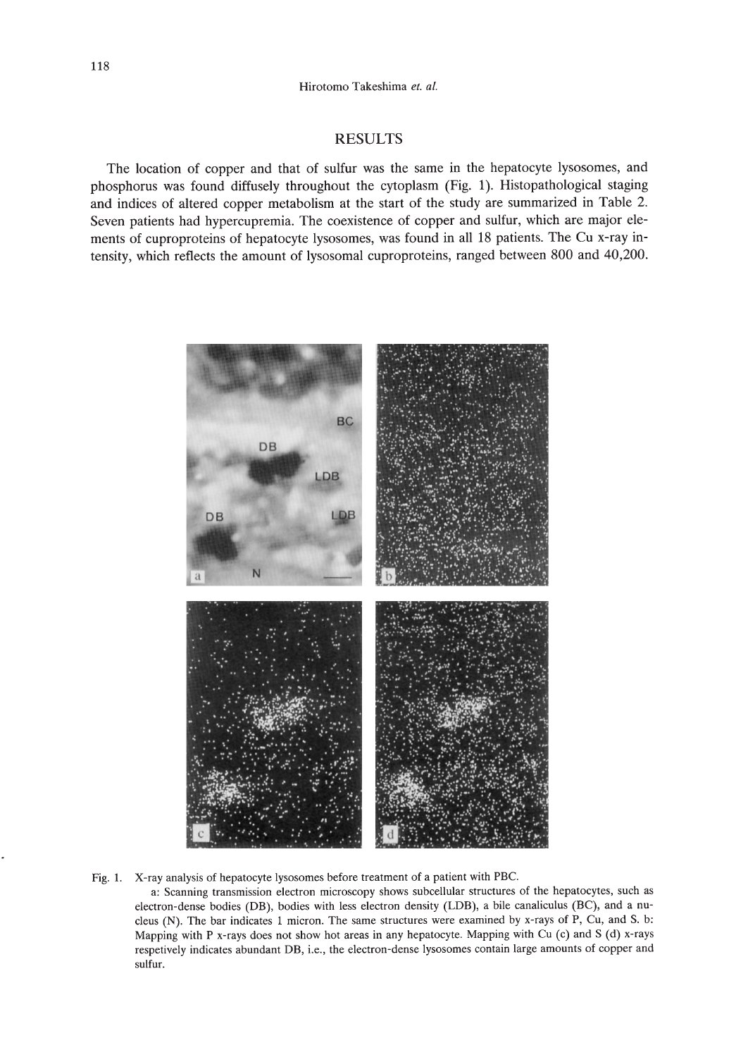## RESULTS

The location of copper and that of sulfur was the same in the hepatocyte lysosomes, and phosphorus was found diffusely throughout the cytoplasm (Fig. 1). Histopathological staging and indices of altered copper metabolism at the start of the study are summarized in Table 2. Seven patients had hypercupremia. The coexistence of copper and sulfur, which are major elements of cuproproteins of hepatocyte lysosomes, was found in all 18 patients. The Cu x-ray intensity, which reflects the amount of lysosomal cuproproteins, ranged between 800 and 40,200.

Fig. 1. X-ray analysis of hepatocyte lysosomes before treatment of a patient with PBC.
a: Scanning transmission electron microscopy shows subcellular structures of the hepatocytes, such as electron-dense bodies (DB), bodies with less electron density (LDB), a bile canaliculus (BC), and a nucleus (N). The bar indicates 1 micron. The same structures were examined by x-rays of P, Cu, and S. b: Mapping with P x-rays does not show hot areas in any hepatocyte. Mapping with Cu (c) and S (d) x-rays respetively indicates abundant DB, i.e., the electron-dense lysosomes contain large amounts of copper and sulfur.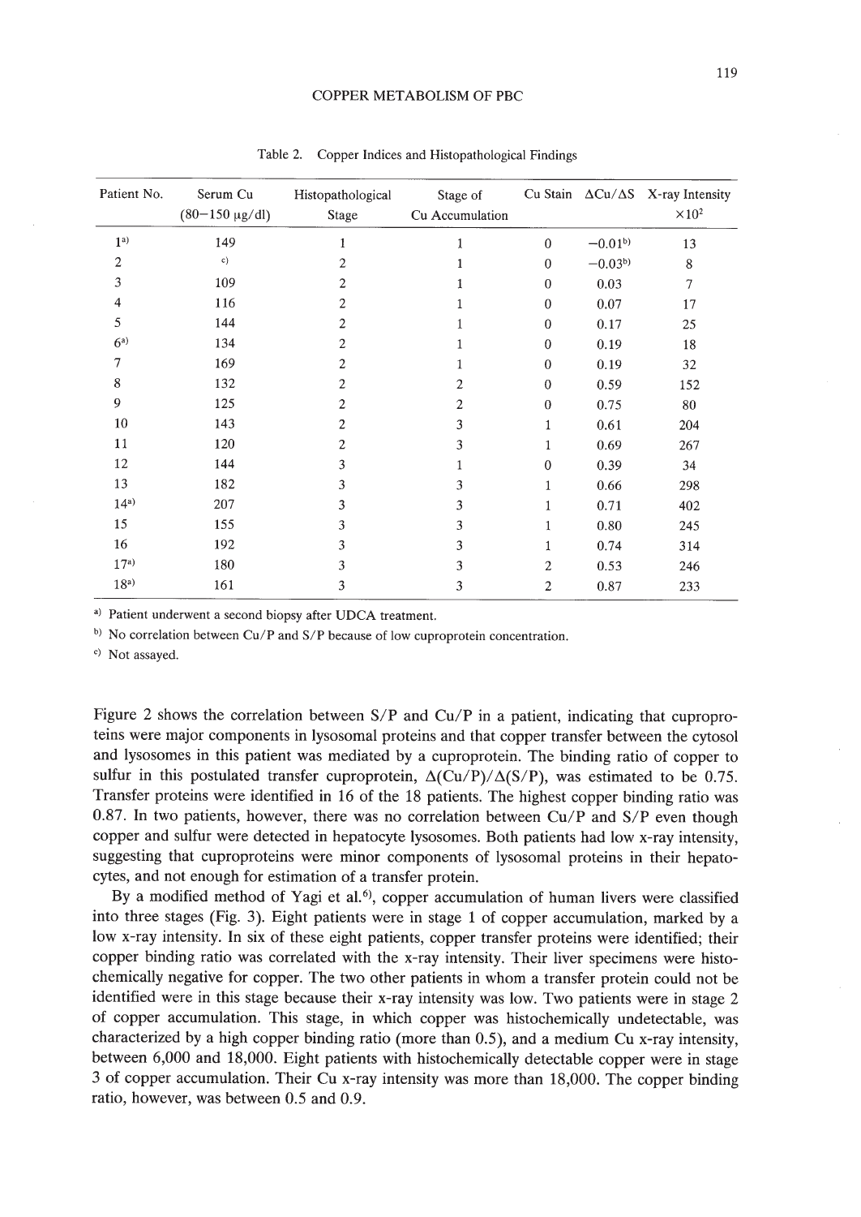Table 2. Copper Indices and Histopathological Findings

| Patient No. | Serum Cu (80–150 μg/dl) | Histopathological Stage | Stage of Cu Accumulation | Cu Stain | ΔCu/ΔS | X-ray Intensity $\times 10^2$ |
|---|---|---|---|---|---|---|
| 1[a] | 149 | 1 | 1 | 0 | −0.01[b] | 13 |
| 2 | [c] | 2 | 1 | 0 | −0.03[b] | 8 |
| 3 | 109 | 2 | 1 | 0 | 0.03 | 7 |
| 4 | 116 | 2 | 1 | 0 | 0.07 | 17 |
| 5 | 144 | 2 | 1 | 0 | 0.17 | 25 |
| 6[a] | 134 | 2 | 1 | 0 | 0.19 | 18 |
| 7 | 169 | 2 | 1 | 0 | 0.19 | 32 |
| 8 | 132 | 2 | 2 | 0 | 0.59 | 152 |
| 9 | 125 | 2 | 2 | 0 | 0.75 | 80 |
| 10 | 143 | 2 | 3 | 1 | 0.61 | 204 |
| 11 | 120 | 2 | 3 | 1 | 0.69 | 267 |
| 12 | 144 | 3 | 1 | 0 | 0.39 | 34 |
| 13 | 182 | 3 | 3 | 1 | 0.66 | 298 |
| 14[a] | 207 | 3 | 3 | 1 | 0.71 | 402 |
| 15 | 155 | 3 | 3 | 1 | 0.80 | 245 |
| 16 | 192 | 3 | 3 | 1 | 0.74 | 314 |
| 17[a] | 180 | 3 | 3 | 2 | 0.53 | 246 |
| 18[a] | 161 | 3 | 3 | 2 | 0.87 | 233 |

[a] Patient underwent a second biopsy after UDCA treatment.

[b] No correlation between Cu/P and S/P because of low cuproprotein concentration.

[c] Not assayed.

Figure 2 shows the correlation between S/P and Cu/P in a patient, indicating that cuproproteins were major components in lysosomal proteins and that copper transfer between the cytosol and lysosomes in this patient was mediated by a cuproprotein. The binding ratio of copper to sulfur in this postulated transfer cuproprotein, $\Delta(Cu/P)/\Delta(S/P)$, was estimated to be 0.75. Transfer proteins were identified in 16 of the 18 patients. The highest copper binding ratio was 0.87. In two patients, however, there was no correlation between Cu/P and S/P even though copper and sulfur were detected in hepatocyte lysosomes. Both patients had low x-ray intensity, suggesting that cuproproteins were minor components of lysosomal proteins in their hepatocytes, and not enough for estimation of a transfer protein.

By a modified method of Yagi et al.[6], copper accumulation of human livers were classified into three stages (Fig. 3). Eight patients were in stage 1 of copper accumulation, marked by a low x-ray intensity. In six of these eight patients, copper transfer proteins were identified; their copper binding ratio was correlated with the x-ray intensity. Their liver specimens were histochemically negative for copper. The two other patients in whom a transfer protein could not be identified were in this stage because their x-ray intensity was low. Two patients were in stage 2 of copper accumulation. This stage, in which copper was histochemically undetectable, was characterized by a high copper binding ratio (more than 0.5), and a medium Cu x-ray intensity, between 6,000 and 18,000. Eight patients with histochemically detectable copper were in stage 3 of copper accumulation. Their Cu x-ray intensity was more than 18,000. The copper binding ratio, however, was between 0.5 and 0.9.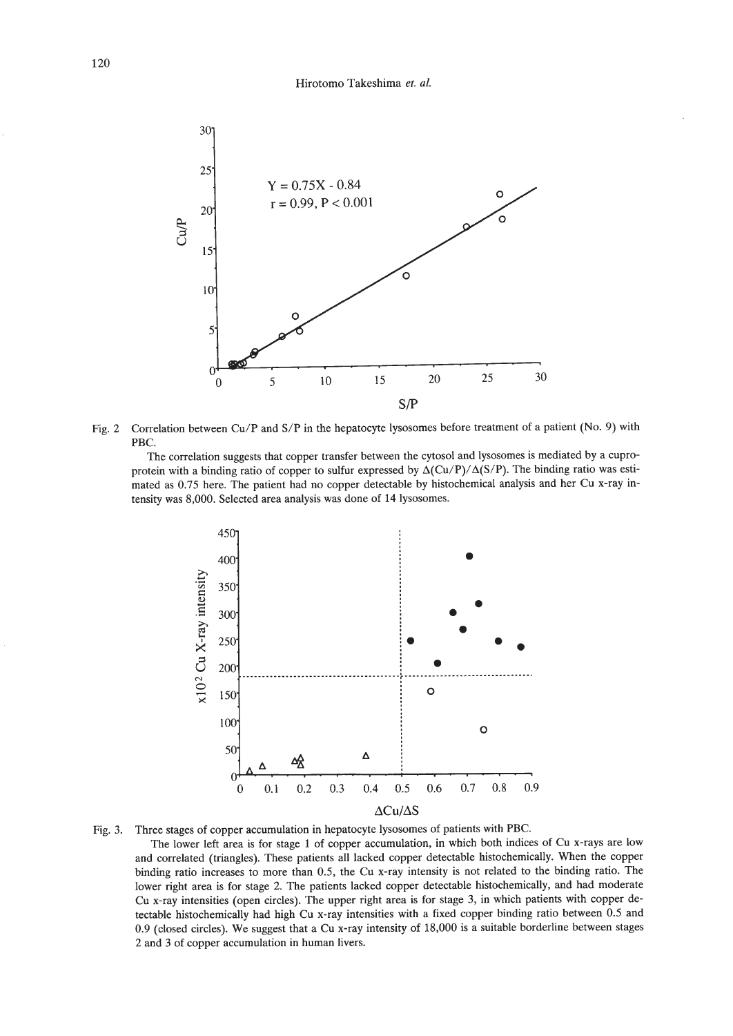Fig. 2 Correlation between Cu/P and S/P in the hepatocyte lysosomes before treatment of a patient (No. 9) with PBC.

The correlation suggests that copper transfer between the cytosol and lysosomes is mediated by a cuproprotein with a binding ratio of copper to sulfur expressed by $\Delta(Cu/P)/\Delta(S/P)$. The binding ratio was estimated as 0.75 here. The patient had no copper detectable by histochemical analysis and her Cu x-ray intensity was 8,000. Selected area analysis was done of 14 lysosomes.

Fig. 3. Three stages of copper accumulation in hepatocyte lysosomes of patients with PBC.

The lower left area is for stage 1 of copper accumulation, in which both indices of Cu x-rays are low and correlated (triangles). These patients all lacked copper detectable histochemically. When the copper binding ratio increases to more than 0.5, the Cu x-ray intensity is not related to the binding ratio. The lower right area is for stage 2. The patients lacked copper detectable histochemically, and had moderate Cu x-ray intensities (open circles). The upper right area is for stage 3, in which patients with copper detectable histochemically had high Cu x-ray intensities with a fixed copper binding ratio between 0.5 and 0.9 (closed circles). We suggest that a Cu x-ray intensity of 18,000 is a suitable borderline between stages 2 and 3 of copper accumulation in human livers.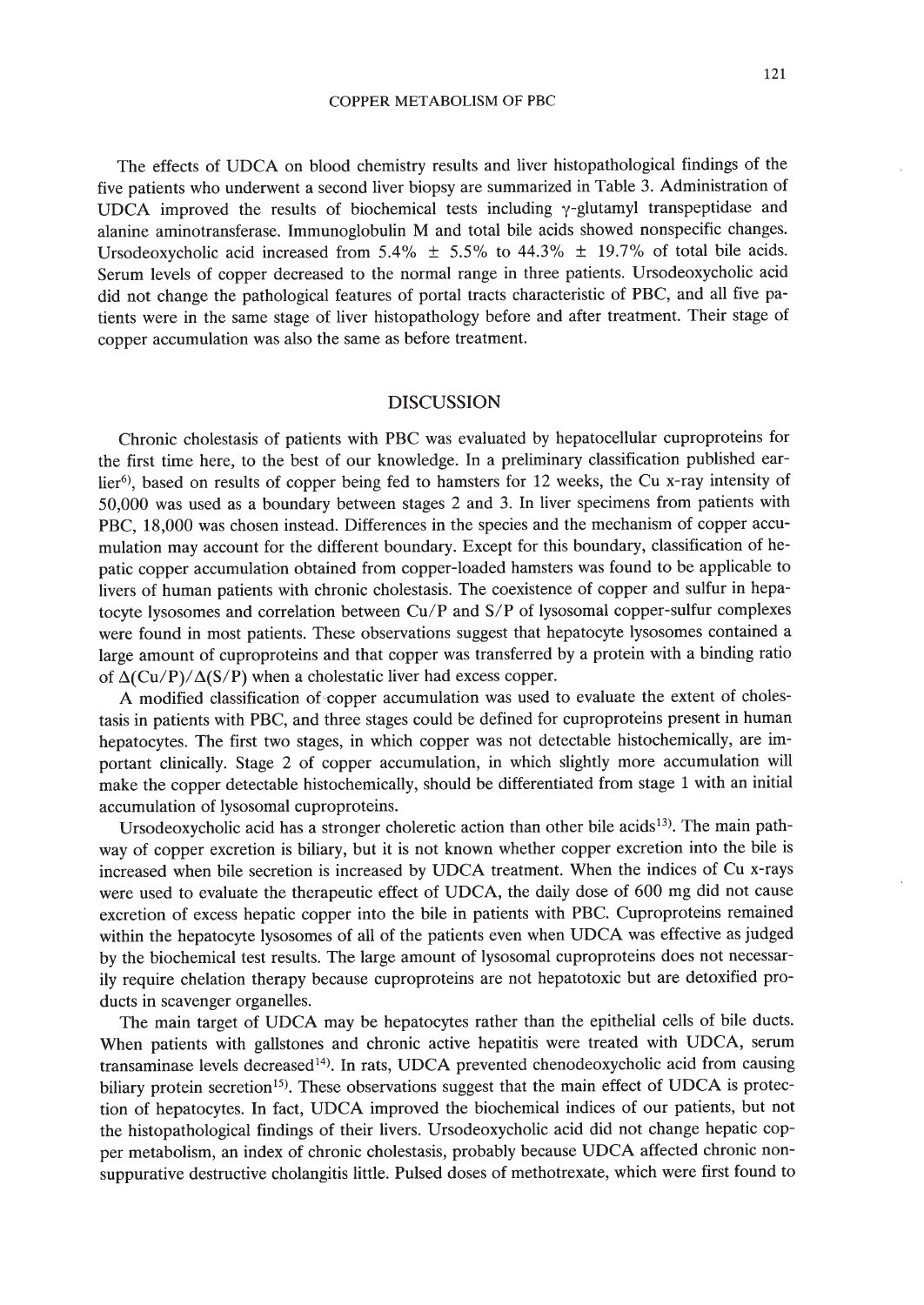The effects of UDCA on blood chemistry results and liver histopathological findings of the five patients who underwent a second liver biopsy are summarized in Table 3. Administration of UDCA improved the results of biochemical tests including γ-glutamyl transpeptidase and alanine aminotransferase. Immunoglobulin M and total bile acids showed nonspecific changes. Ursodeoxycholic acid increased from 5.4% ± 5.5% to 44.3% ± 19.7% of total bile acids. Serum levels of copper decreased to the normal range in three patients. Ursodeoxycholic acid did not change the pathological features of portal tracts characteristic of PBC, and all five patients were in the same stage of liver histopathology before and after treatment. Their stage of copper accumulation was also the same as before treatment.

## DISCUSSION

Chronic cholestasis of patients with PBC was evaluated by hepatocellular cuproproteins for the first time here, to the best of our knowledge. In a preliminary classification published earlier[6], based on results of copper being fed to hamsters for 12 weeks, the Cu x-ray intensity of 50,000 was used as a boundary between stages 2 and 3. In liver specimens from patients with PBC, 18,000 was chosen instead. Differences in the species and the mechanism of copper accumulation may account for the different boundary. Except for this boundary, classification of hepatic copper accumulation obtained from copper-loaded hamsters was found to be applicable to livers of human patients with chronic cholestasis. The coexistence of copper and sulfur in hepatocyte lysosomes and correlation between Cu/P and S/P of lysosomal copper-sulfur complexes were found in most patients. These observations suggest that hepatocyte lysosomes contained a large amount of cuproproteins and that copper was transferred by a protein with a binding ratio of $\Delta(Cu/P)/\Delta(S/P)$ when a cholestatic liver had excess copper.

A modified classification of copper accumulation was used to evaluate the extent of cholestasis in patients with PBC, and three stages could be defined for cuproproteins present in human hepatocytes. The first two stages, in which copper was not detectable histochemically, are important clinically. Stage 2 of copper accumulation, in which slightly more accumulation will make the copper detectable histochemically, should be differentiated from stage 1 with an initial accumulation of lysosomal cuproproteins.

Ursodeoxycholic acid has a stronger choleretic action than other bile acids[13]. The main pathway of copper excretion is biliary, but it is not known whether copper excretion into the bile is increased when bile secretion is increased by UDCA treatment. When the indices of Cu x-rays were used to evaluate the therapeutic effect of UDCA, the daily dose of 600 mg did not cause excretion of excess hepatic copper into the bile in patients with PBC. Cuproproteins remained within the hepatocyte lysosomes of all of the patients even when UDCA was effective as judged by the biochemical test results. The large amount of lysosomal cuproproteins does not necessarily require chelation therapy because cuproproteins are not hepatotoxic but are detoxified products in scavenger organelles.

The main target of UDCA may be hepatocytes rather than the epithelial cells of bile ducts. When patients with gallstones and chronic active hepatitis were treated with UDCA, serum transaminase levels decreased[14]. In rats, UDCA prevented chenodeoxycholic acid from causing biliary protein secretion[15]. These observations suggest that the main effect of UDCA is protection of hepatocytes. In fact, UDCA improved the biochemical indices of our patients, but not the histopathological findings of their livers. Ursodeoxycholic acid did not change hepatic copper metabolism, an index of chronic cholestasis, probably because UDCA affected chronic nonsuppurative destructive cholangitis little. Pulsed doses of methotrexate, which were first found to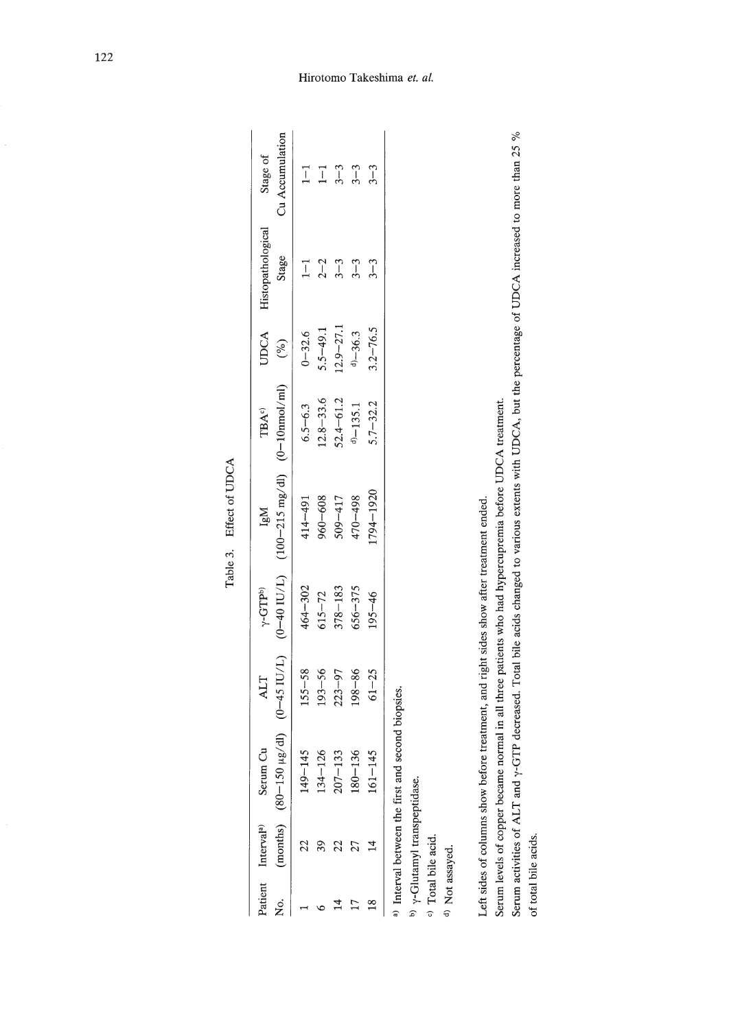Table 3. Effect of UDCA

| Patient No. | Interval[a] (months) | Serum Cu (80–150 μg/dl) | ALT (0–45 IU/L) | γ-GTP[b] (0–40 IU/L) | IgM (100–215 mg/dl) | TBA[c] (0–10nmol/ml) | UDCA (%) | Histopathological Stage | Stage of Cu Accumulation |
|---|---|---|---|---|---|---|---|---|---|
| 1 | 22 | 149–145 | 155–58 | 464–302 | 414–491 | 6.5–6.3 | 0–32.6 | 1–1 | 1–1 |
| 6 | 39 | 134–126 | 193–56 | 615–72 | 960–608 | 12.8–33.6 | 5.5–49.1 | 2–2 | 1–1 |
| 14 | 22 | 207–133 | 223–97 | 378–183 | 509–417 | 52.4–61.2 | 12.9–27.1 | 3–3 | 3–3 |
| 17 | 27 | 180–136 | 198–86 | 656–375 | 470–498 | [d]–135.1 | [d]–36.3 | 3–3 | 3–3 |
| 18 | 14 | 161–145 | 61–25 | 195–46 | 1794–1920 | 5.7–32.2 | 3.2–76.5 | 3–3 | 3–3 |

[a] Interval between the first and second biopsies.

[b] γ-Glutamyl transpeptidase.

[c] Total bile acid.

[d] Not assayed.

Left sides of columns show before treatment, and right sides show after treatment ended.

Serum levels of copper became normal in all three patients who had hypercupremia before UDCA treatment.

Serum activities of ALT and γ-GTP decreased. Total bile acids changed to various extents with UDCA, but the percentage of UDCA increased to more than 25 % of total bile acids.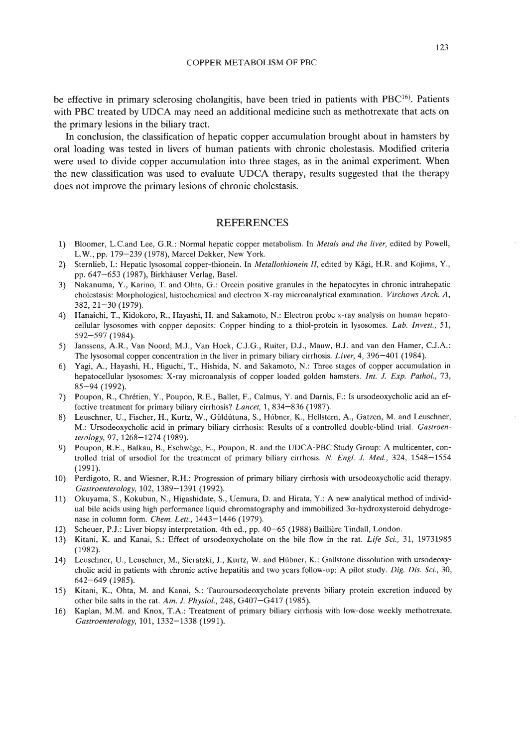be effective in primary sclerosing cholangitis, have been tried in patients with PBC[16]. Patients with PBC treated by UDCA may need an additional medicine such as methotrexate that acts on the primary lesions in the biliary tract.

In conclusion, the classification of hepatic copper accumulation brought about in hamsters by oral loading was tested in livers of human patients with chronic cholestasis. Modified criteria were used to divide copper accumulation into three stages, as in the animal experiment. When the new classification was used to evaluate UDCA therapy, results suggested that the therapy does not improve the primary lesions of chronic cholestasis.

## REFERENCES

1) Bloomer, L.C.and Lee, G.R.: Normal hepatic copper metabolism. In *Metals and the liver*, edited by Powell, L.W., pp. 179–239 (1978), Marcel Dekker, New York.
2) Sternlieb, I.: Hepatic lysosomal copper-thionein. In *Metallothionein II*, edited by Kägi, H.R. and Kojima, Y., pp. 647–653 (1987), Birkhäuser Verlag, Basel.
3) Nakanuma, Y., Karino, T. and Ohta, G.: Orcein positive granules in the hepatocytes in chronic intrahepatic cholestasis: Morphological, histochemical and electron X-ray microanalytical examination. *Virchows Arch. A*, 382, 21–30 (1979).
4) Hanaichi, T., Kidokoro, R., Hayashi, H. and Sakamoto, N.: Electron probe x-ray analysis on human hepatocellular lysosomes with copper deposits: Copper binding to a thiol-protein in lysosomes. *Lab. Invest.*, 51, 592–597 (1984).
5) Janssens, A.R., Van Noord, M.J., Van Hoek, C.J.G., Ruiter, D.J., Mauw, B.J. and van den Hamer, C.J.A.: The lysosomal copper concentration in the liver in primary biliary cirrhosis. *Liver*, 4, 396–401 (1984).
6) Yagi, A., Hayashi, H., Higuchi, T., Hishida, N. and Sakamoto, N.: Three stages of copper accumulation in hepatocellular lysosomes: X-ray microanalysis of copper loaded golden hamsters. *Int. J. Exp. Pathol.*, 73, 85–94 (1992).
7) Poupon, R., Chrétien, Y., Poupon, R.E., Ballet, F., Calmus, Y. and Darnis, F.: Is ursodeoxycholic acid an effective treatment for primary biliary cirrhosis? *Lancet*, 1, 834–836 (1987).
8) Leuschner, U., Fischer, H., Kurtz, W., Güldútuna, S., Húbner, K., Hellstern, A., Gatzen, M. and Leuschner, M.: Ursodeoxycholic acid in primary biliary cirrhosis: Results of a controlled double-blind trial. *Gastroenterology*, 97, 1268–1274 (1989).
9) Poupon, R.E., Balkau, B., Eschwège, E., Poupon, R. and the UDCA-PBC Study Group: A multicenter, controlled trial of ursodiol for the treatment of primary biliary cirrhosis. *N. Engl. J. Med.*, 324, 1548–1554 (1991).
10) Perdigoto, R. and Wiesner, R.H.: Progression of primary biliary cirrhosis with ursodeoxycholic acid therapy. *Gastroenterology*, 102, 1389–1391 (1992).
11) Okuyama, S., Kokubun, N., Higashidate, S., Uemura, D. and Hirata, Y.: A new analytical method of individual bile acids using high performance liquid chromatography and immobilized 3α-hydroxysteroid dehydrogenase in column form. *Chem. Lett.*, 1443–1446 (1979).
12) Scheuer, P.J.: Liver biopsy interpretation. 4th ed., pp. 40–65 (1988) Baillière Tindall, London.
13) Kitani, K. and Kanai, S.: Effect of ursodeoxycholate on the bile flow in the rat. *Life Sci.*, 31, 19731985 (1982).
14) Leuschner, U., Leuschner, M., Sieratzki, J., Kurtz, W. and Hübner, K.: Gallstone dissolution with ursodeoxycholic acid in patients with chronic active hepatitis and two years follow-up: A pilot study. *Dig. Dis. Sci.*, 30, 642–649 (1985).
15) Kitani, K., Ohta, M. and Kanai, S.: Tauroursodeoxycholate prevents biliary protein excretion induced by other bile salts in the rat. *Am. J. Physiol.*, 248, G407–G417 (1985).
16) Kaplan, M.M. and Knox, T.A.: Treatment of primary biliary cirrhosis with low-dose weekly methotrexate. *Gastroenterology*, 101, 1332–1338 (1991).